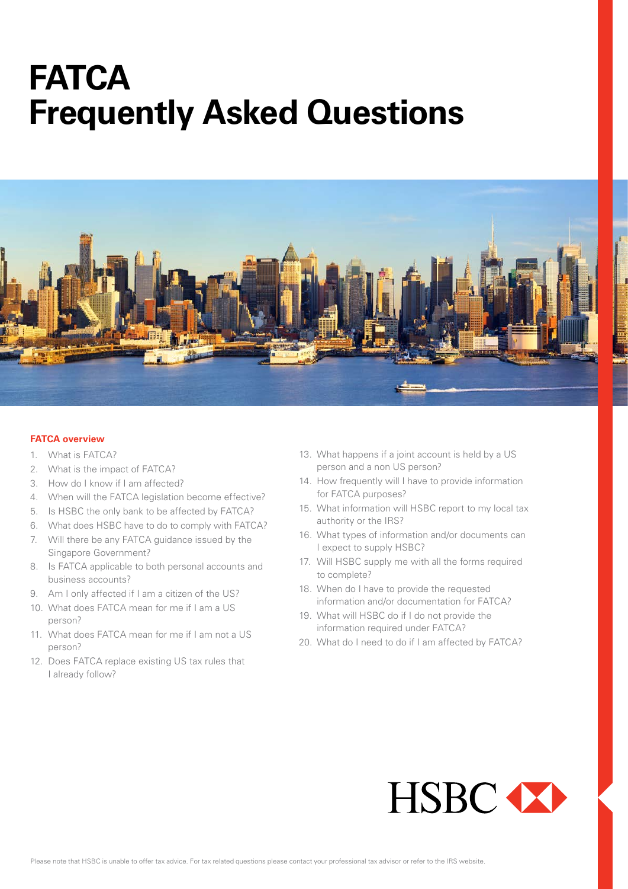# FATCA Frequently Asked Questions

## FATCA overview

1. What is FATCA?
2. What is the impact of FATCA?
3. How do I know if I am affected?
4. When will the FATCA legislation become effective?
5. Is HSBC the only bank to be affected by FATCA?
6. What does HSBC have to do to comply with FATCA?
7. Will there be any FATCA guidance issued by the Singapore Government?
8. Is FATCA applicable to both personal accounts and business accounts?
9. Am I only affected if I am a citizen of the US?
10. What does FATCA mean for me if I am a US person?
11. What does FATCA mean for me if I am not a US person?
12. Does FATCA replace existing US tax rules that I already follow?
13. What happens if a joint account is held by a US person and a non US person?
14. How frequently will I have to provide information for FATCA purposes?
15. What information will HSBC report to my local tax authority or the IRS?
16. What types of information and/or documents can I expect to supply HSBC?
17. Will HSBC supply me with all the forms required to complete?
18. When do I have to provide the requested information and/or documentation for FATCA?
19. What will HSBC do if I do not provide the information required under FATCA?
20. What do I need to do if I am affected by FATCA?

HSBC

Please note that HSBC is unable to offer tax advice. For tax related questions please contact your professional tax advisor or refer to the IRS website.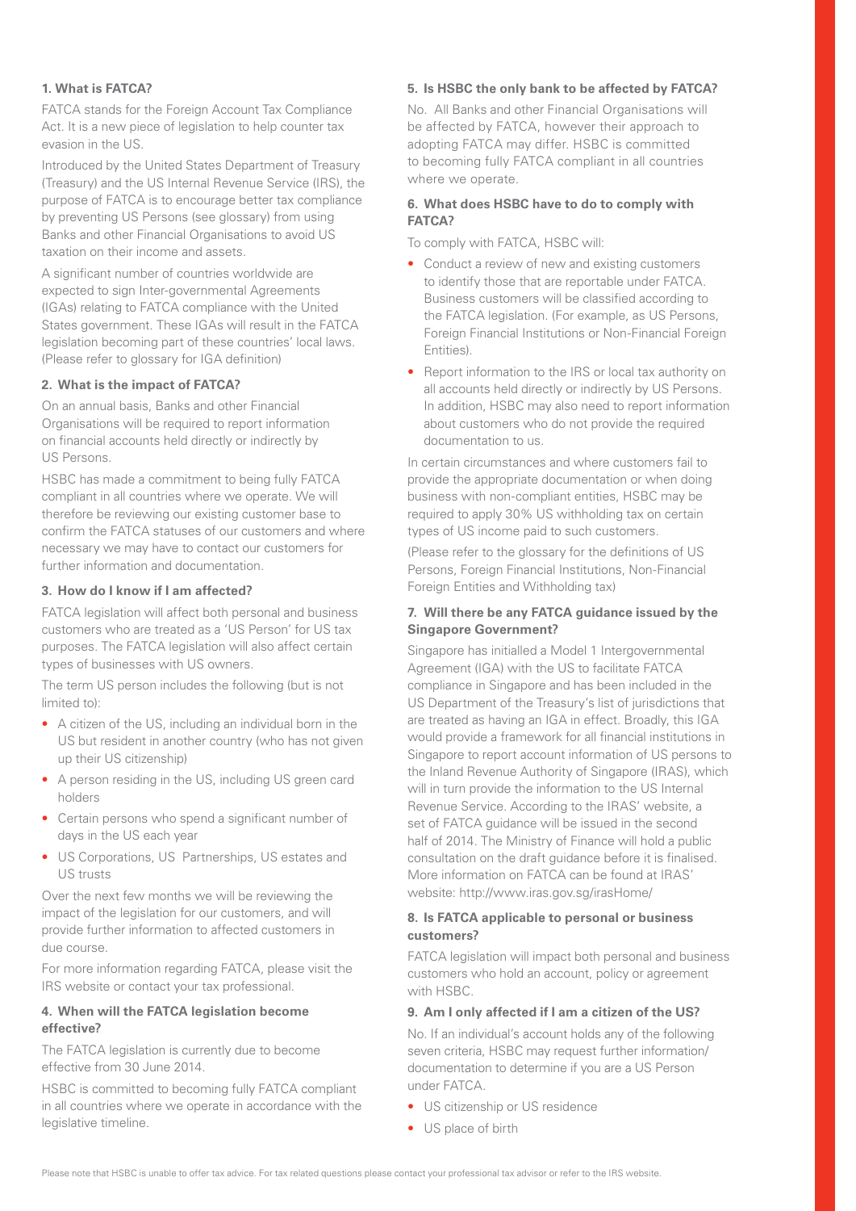### 1. What is FATCA?

FATCA stands for the Foreign Account Tax Compliance Act. It is a new piece of legislation to help counter tax evasion in the US.

Introduced by the United States Department of Treasury (Treasury) and the US Internal Revenue Service (IRS), the purpose of FATCA is to encourage better tax compliance by preventing US Persons (see glossary) from using Banks and other Financial Organisations to avoid US taxation on their income and assets.

A significant number of countries worldwide are expected to sign Inter-governmental Agreements (IGAs) relating to FATCA compliance with the United States government. These IGAs will result in the FATCA legislation becoming part of these countries' local laws. (Please refer to glossary for IGA definition)

### 2. What is the impact of FATCA?

On an annual basis, Banks and other Financial Organisations will be required to report information on financial accounts held directly or indirectly by US Persons.

HSBC has made a commitment to being fully FATCA compliant in all countries where we operate. We will therefore be reviewing our existing customer base to confirm the FATCA statuses of our customers and where necessary we may have to contact our customers for further information and documentation.

### 3. How do I know if I am affected?

FATCA legislation will affect both personal and business customers who are treated as a 'US Person' for US tax purposes. The FATCA legislation will also affect certain types of businesses with US owners.

The term US person includes the following (but is not limited to):

- A citizen of the US, including an individual born in the US but resident in another country (who has not given up their US citizenship)
- A person residing in the US, including US green card holders
- Certain persons who spend a significant number of days in the US each year
- US Corporations, US Partnerships, US estates and US trusts

Over the next few months we will be reviewing the impact of the legislation for our customers, and will provide further information to affected customers in due course.

For more information regarding FATCA, please visit the IRS website or contact your tax professional.

### 4. When will the FATCA legislation become effective?

The FATCA legislation is currently due to become effective from 30 June 2014.

HSBC is committed to becoming fully FATCA compliant in all countries where we operate in accordance with the legislative timeline.

### 5. Is HSBC the only bank to be affected by FATCA?

No. All Banks and other Financial Organisations will be affected by FATCA, however their approach to adopting FATCA may differ. HSBC is committed to becoming fully FATCA compliant in all countries where we operate.

### 6. What does HSBC have to do to comply with FATCA?

To comply with FATCA, HSBC will:

- Conduct a review of new and existing customers to identify those that are reportable under FATCA. Business customers will be classified according to the FATCA legislation. (For example, as US Persons, Foreign Financial Institutions or Non-Financial Foreign Entities).
- Report information to the IRS or local tax authority on all accounts held directly or indirectly by US Persons. In addition, HSBC may also need to report information about customers who do not provide the required documentation to us.

In certain circumstances and where customers fail to provide the appropriate documentation or when doing business with non-compliant entities, HSBC may be required to apply 30% US withholding tax on certain types of US income paid to such customers.

(Please refer to the glossary for the definitions of US Persons, Foreign Financial Institutions, Non-Financial Foreign Entities and Withholding tax)

### 7. Will there be any FATCA guidance issued by the Singapore Government?

Singapore has initialled a Model 1 Intergovernmental Agreement (IGA) with the US to facilitate FATCA compliance in Singapore and has been included in the US Department of the Treasury's list of jurisdictions that are treated as having an IGA in effect. Broadly, this IGA would provide a framework for all financial institutions in Singapore to report account information of US persons to the Inland Revenue Authority of Singapore (IRAS), which will in turn provide the information to the US Internal Revenue Service. According to the IRAS' website, a set of FATCA guidance will be issued in the second half of 2014. The Ministry of Finance will hold a public consultation on the draft guidance before it is finalised. More information on FATCA can be found at IRAS' website: http://www.iras.gov.sg/irasHome/

### 8. Is FATCA applicable to personal or business customers?

FATCA legislation will impact both personal and business customers who hold an account, policy or agreement with HSBC.

### 9. Am I only affected if I am a citizen of the US?

No. If an individual's account holds any of the following seven criteria, HSBC may request further information/ documentation to determine if you are a US Person under FATCA.

- US citizenship or US residence
- US place of birth

Please note that HSBC is unable to offer tax advice. For tax related questions please contact your professional tax advisor or refer to the IRS website.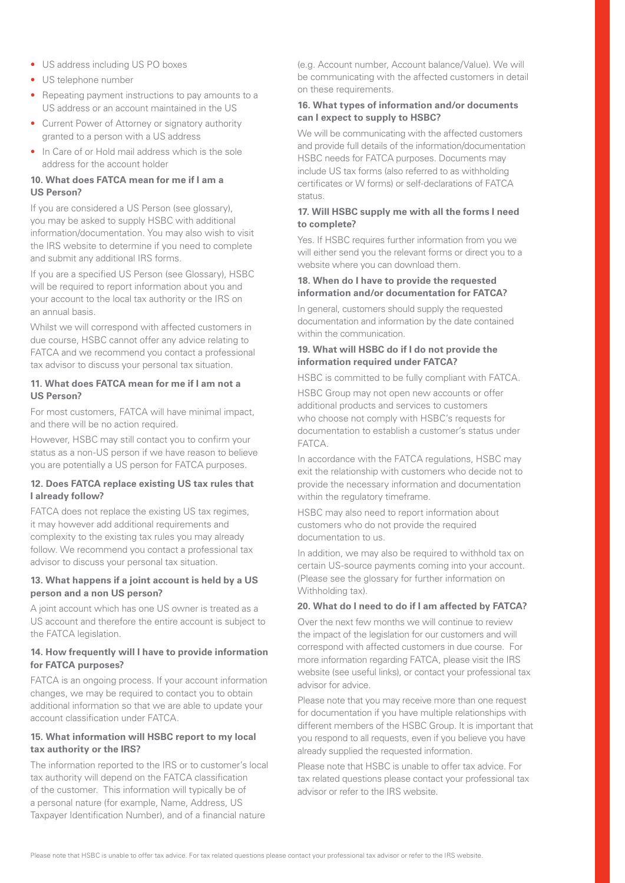- US address including US PO boxes
- US telephone number
- Repeating payment instructions to pay amounts to a US address or an account maintained in the US
- Current Power of Attorney or signatory authority granted to a person with a US address
- In Care of or Hold mail address which is the sole address for the account holder

### 10. What does FATCA mean for me if I am a US Person?

If you are considered a US Person (see glossary), you may be asked to supply HSBC with additional information/documentation. You may also wish to visit the IRS website to determine if you need to complete and submit any additional IRS forms.

If you are a specified US Person (see Glossary), HSBC will be required to report information about you and your account to the local tax authority or the IRS on an annual basis.

Whilst we will correspond with affected customers in due course, HSBC cannot offer any advice relating to FATCA and we recommend you contact a professional tax advisor to discuss your personal tax situation.

### 11. What does FATCA mean for me if I am not a US Person?

For most customers, FATCA will have minimal impact, and there will be no action required.

However, HSBC may still contact you to confirm your status as a non-US person if we have reason to believe you are potentially a US person for FATCA purposes.

### 12. Does FATCA replace existing US tax rules that I already follow?

FATCA does not replace the existing US tax regimes, it may however add additional requirements and complexity to the existing tax rules you may already follow. We recommend you contact a professional tax advisor to discuss your personal tax situation.

### 13. What happens if a joint account is held by a US person and a non US person?

A joint account which has one US owner is treated as a US account and therefore the entire account is subject to the FATCA legislation.

### 14. How frequently will I have to provide information for FATCA purposes?

FATCA is an ongoing process. If your account information changes, we may be required to contact you to obtain additional information so that we are able to update your account classification under FATCA.

### 15. What information will HSBC report to my local tax authority or the IRS?

The information reported to the IRS or to customer's local tax authority will depend on the FATCA classification of the customer. This information will typically be of a personal nature (for example, Name, Address, US Taxpayer Identification Number), and of a financial nature (e.g. Account number, Account balance/Value). We will be communicating with the affected customers in detail on these requirements.

### 16. What types of information and/or documents can I expect to supply to HSBC?

We will be communicating with the affected customers and provide full details of the information/documentation HSBC needs for FATCA purposes. Documents may include US tax forms (also referred to as withholding certificates or W forms) or self-declarations of FATCA status.

### 17. Will HSBC supply me with all the forms I need to complete?

Yes. If HSBC requires further information from you we will either send you the relevant forms or direct you to a website where you can download them.

### 18. When do I have to provide the requested information and/or documentation for FATCA?

In general, customers should supply the requested documentation and information by the date contained within the communication.

### 19. What will HSBC do if I do not provide the information required under FATCA?

HSBC is committed to be fully compliant with FATCA.

HSBC Group may not open new accounts or offer additional products and services to customers who choose not comply with HSBC's requests for documentation to establish a customer's status under FATCA.

In accordance with the FATCA regulations, HSBC may exit the relationship with customers who decide not to provide the necessary information and documentation within the regulatory timeframe.

HSBC may also need to report information about customers who do not provide the required documentation to us.

In addition, we may also be required to withhold tax on certain US-source payments coming into your account. (Please see the glossary for further information on Withholding tax).

### 20. What do I need to do if I am affected by FATCA?

Over the next few months we will continue to review the impact of the legislation for our customers and will correspond with affected customers in due course. For more information regarding FATCA, please visit the IRS website (see useful links), or contact your professional tax advisor for advice.

Please note that you may receive more than one request for documentation if you have multiple relationships with different members of the HSBC Group. It is important that you respond to all requests, even if you believe you have already supplied the requested information.

Please note that HSBC is unable to offer tax advice. For tax related questions please contact your professional tax advisor or refer to the IRS website.